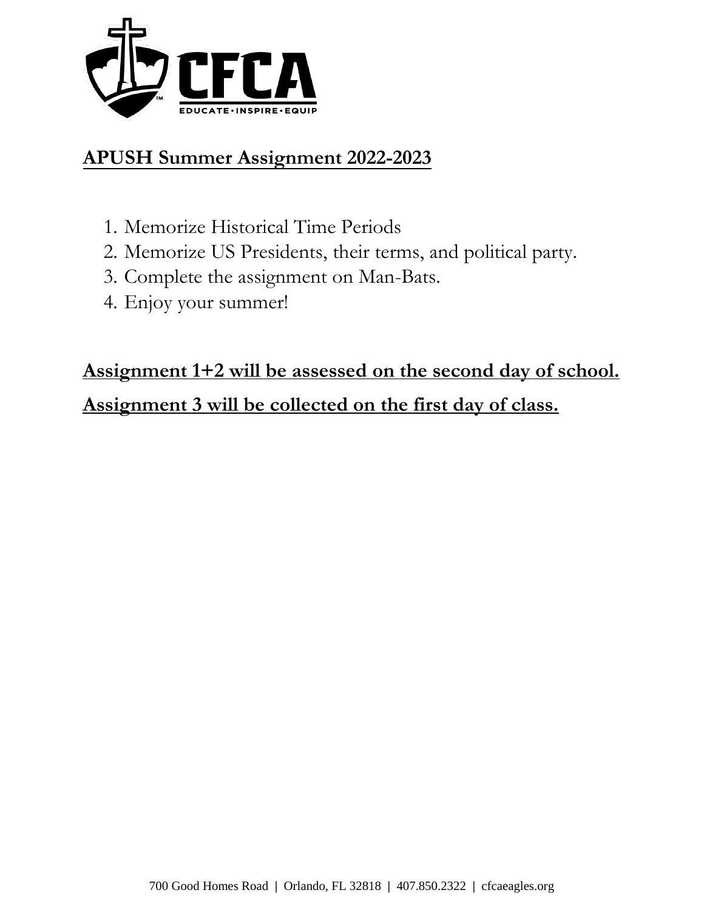# APUSH Summer Assignment 2022-2023

1. Memorize Historical Time Periods
2. Memorize US Presidents, their terms, and political party.
3. Complete the assignment on Man-Bats.
4. Enjoy your summer!

**Assignment 1+2 will be assessed on the second day of school.**

**Assignment 3 will be collected on the first day of class.**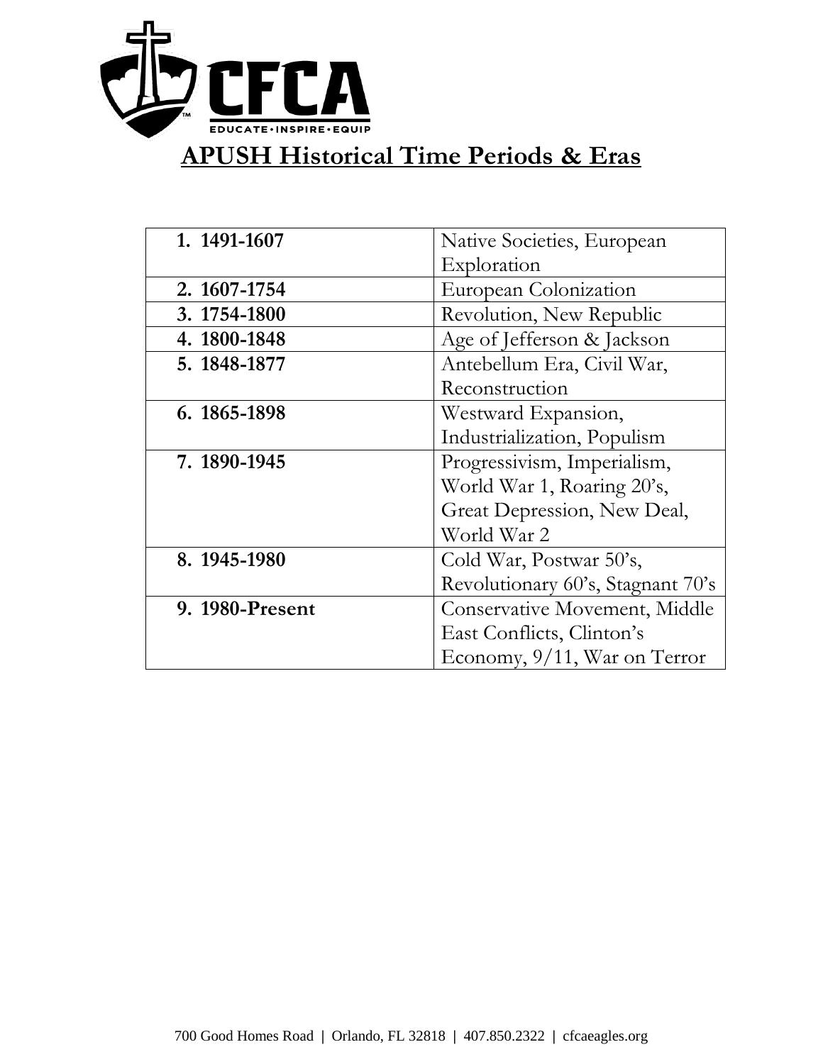# APUSH Historical Time Periods & Eras

| | |
|---|---|
| **1. 1491-1607** | Native Societies, European Exploration |
| **2. 1607-1754** | European Colonization |
| **3. 1754-1800** | Revolution, New Republic |
| **4. 1800-1848** | Age of Jefferson & Jackson |
| **5. 1848-1877** | Antebellum Era, Civil War, Reconstruction |
| **6. 1865-1898** | Westward Expansion, Industrialization, Populism |
| **7. 1890-1945** | Progressivism, Imperialism, World War 1, Roaring 20's, Great Depression, New Deal, World War 2 |
| **8. 1945-1980** | Cold War, Postwar 50's, Revolutionary 60's, Stagnant 70's |
| **9. 1980-Present** | Conservative Movement, Middle East Conflicts, Clinton's Economy, 9/11, War on Terror |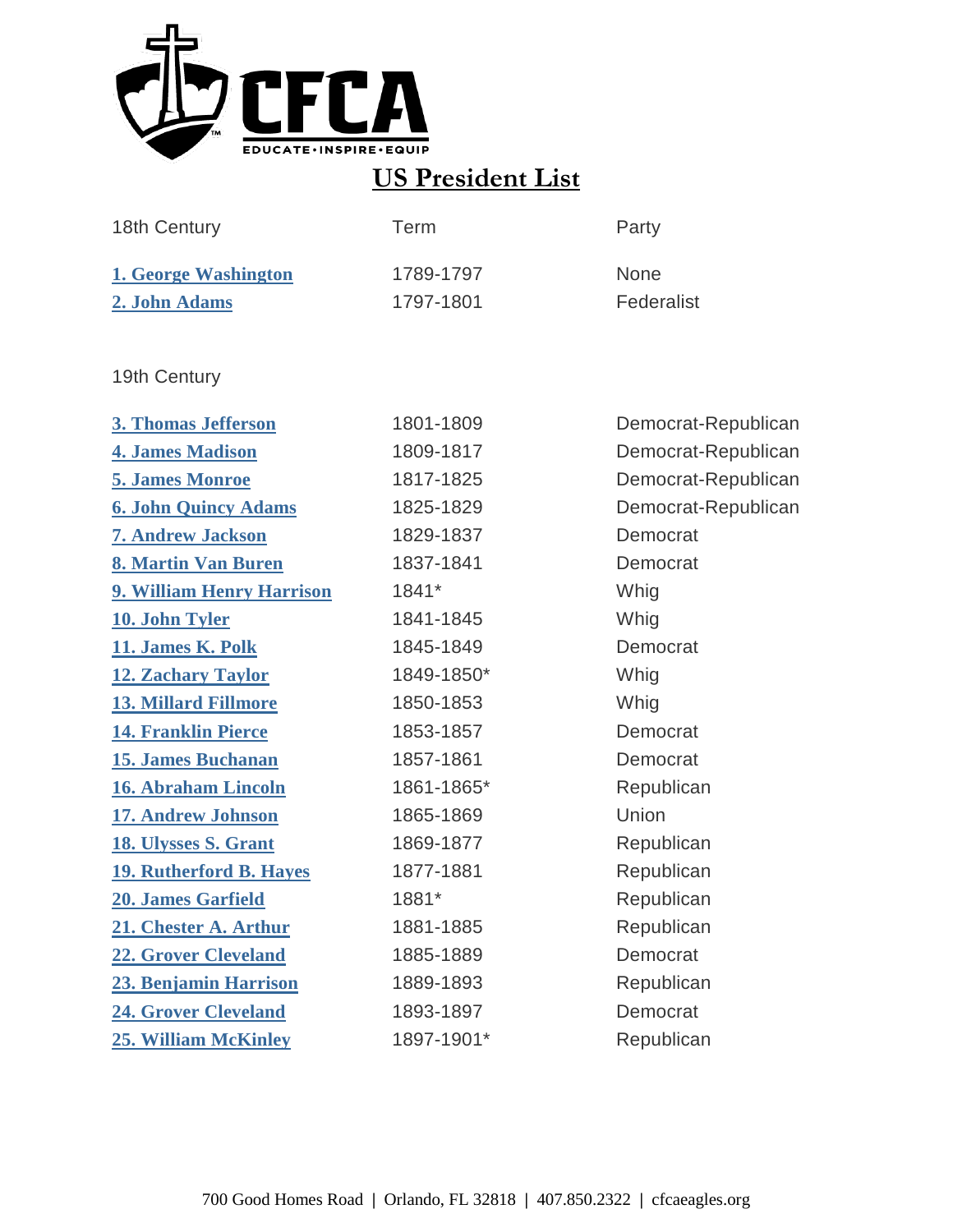# US President List

| 18th Century | Term | Party |
|---|---|---|
| **1. George Washington** | 1789-1797 | None |
| **2. John Adams** | 1797-1801 | Federalist |

| 19th Century | | |
|---|---|---|
| **3. Thomas Jefferson** | 1801-1809 | Democrat-Republican |
| **4. James Madison** | 1809-1817 | Democrat-Republican |
| **5. James Monroe** | 1817-1825 | Democrat-Republican |
| **6. John Quincy Adams** | 1825-1829 | Democrat-Republican |
| **7. Andrew Jackson** | 1829-1837 | Democrat |
| **8. Martin Van Buren** | 1837-1841 | Democrat |
| **9. William Henry Harrison** | 1841* | Whig |
| **10. John Tyler** | 1841-1845 | Whig |
| **11. James K. Polk** | 1845-1849 | Democrat |
| **12. Zachary Taylor** | 1849-1850* | Whig |
| **13. Millard Fillmore** | 1850-1853 | Whig |
| **14. Franklin Pierce** | 1853-1857 | Democrat |
| **15. James Buchanan** | 1857-1861 | Democrat |
| **16. Abraham Lincoln** | 1861-1865* | Republican |
| **17. Andrew Johnson** | 1865-1869 | Union |
| **18. Ulysses S. Grant** | 1869-1877 | Republican |
| **19. Rutherford B. Hayes** | 1877-1881 | Republican |
| **20. James Garfield** | 1881* | Republican |
| **21. Chester A. Arthur** | 1881-1885 | Republican |
| **22. Grover Cleveland** | 1885-1889 | Democrat |
| **23. Benjamin Harrison** | 1889-1893 | Republican |
| **24. Grover Cleveland** | 1893-1897 | Democrat |
| **25. William McKinley** | 1897-1901* | Republican |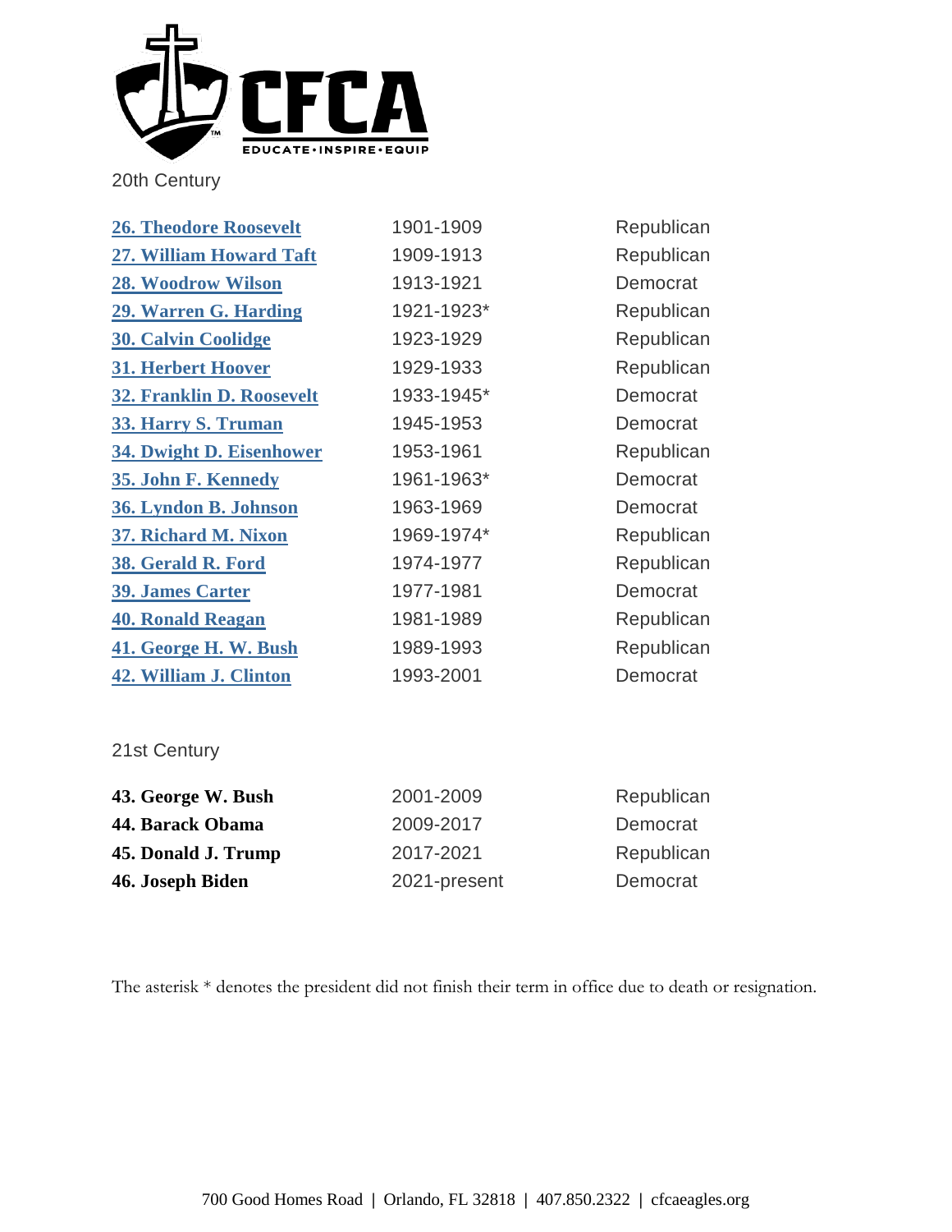20th Century

| | | |
|---|---|---|
| 26. Theodore Roosevelt | 1901-1909 | Republican |
| 27. William Howard Taft | 1909-1913 | Republican |
| 28. Woodrow Wilson | 1913-1921 | Democrat |
| 29. Warren G. Harding | 1921-1923* | Republican |
| 30. Calvin Coolidge | 1923-1929 | Republican |
| 31. Herbert Hoover | 1929-1933 | Republican |
| 32. Franklin D. Roosevelt | 1933-1945* | Democrat |
| 33. Harry S. Truman | 1945-1953 | Democrat |
| 34. Dwight D. Eisenhower | 1953-1961 | Republican |
| 35. John F. Kennedy | 1961-1963* | Democrat |
| 36. Lyndon B. Johnson | 1963-1969 | Democrat |
| 37. Richard M. Nixon | 1969-1974* | Republican |
| 38. Gerald R. Ford | 1974-1977 | Republican |
| 39. James Carter | 1977-1981 | Democrat |
| 40. Ronald Reagan | 1981-1989 | Republican |
| 41. George H. W. Bush | 1989-1993 | Republican |
| 42. William J. Clinton | 1993-2001 | Democrat |

21st Century

| | | |
|---|---|---|
| **43. George W. Bush** | 2001-2009 | Republican |
| **44. Barack Obama** | 2009-2017 | Democrat |
| **45. Donald J. Trump** | 2017-2021 | Republican |
| **46. Joseph Biden** | 2021-present | Democrat |

The asterisk * denotes the president did not finish their term in office due to death or resignation.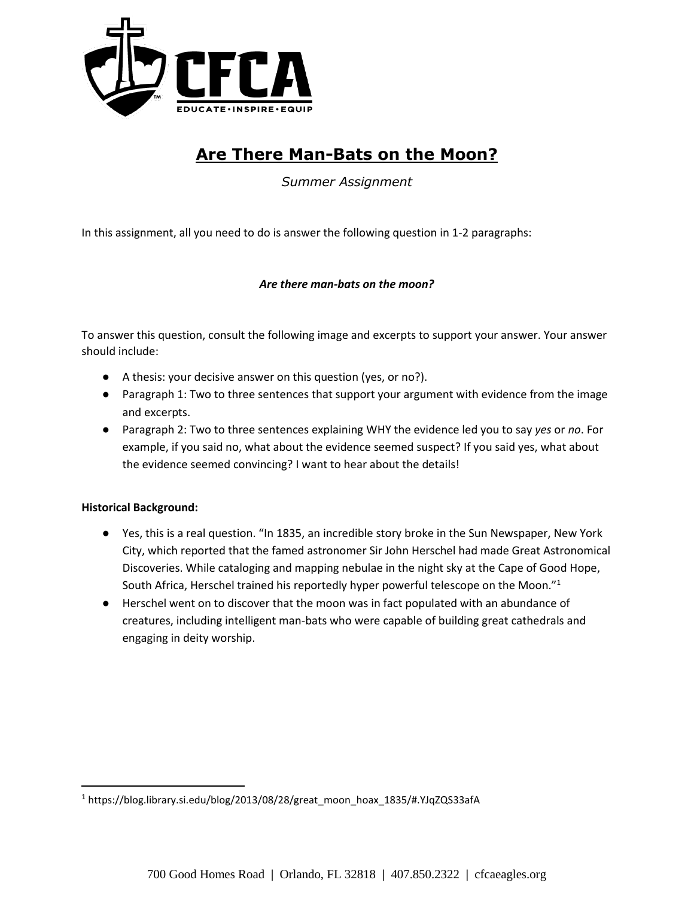# Are There Man-Bats on the Moon?

*Summer Assignment*

In this assignment, all you need to do is answer the following question in 1-2 paragraphs:

***Are there man-bats on the moon?***

To answer this question, consult the following image and excerpts to support your answer. Your answer should include:

- A thesis: your decisive answer on this question (yes, or no?).
- Paragraph 1: Two to three sentences that support your argument with evidence from the image and excerpts.
- Paragraph 2: Two to three sentences explaining WHY the evidence led you to say *yes* or *no*. For example, if you said no, what about the evidence seemed suspect? If you said yes, what about the evidence seemed convincing? I want to hear about the details!

**Historical Background:**

- Yes, this is a real question. "In 1835, an incredible story broke in the Sun Newspaper, New York City, which reported that the famed astronomer Sir John Herschel had made Great Astronomical Discoveries. While cataloging and mapping nebulae in the night sky at the Cape of Good Hope, South Africa, Herschel trained his reportedly hyper powerful telescope on the Moon."[1]
- Herschel went on to discover that the moon was in fact populated with an abundance of creatures, including intelligent man-bats who were capable of building great cathedrals and engaging in deity worship.

[1] https://blog.library.si.edu/blog/2013/08/28/great_moon_hoax_1835/#.YJqZQS33afA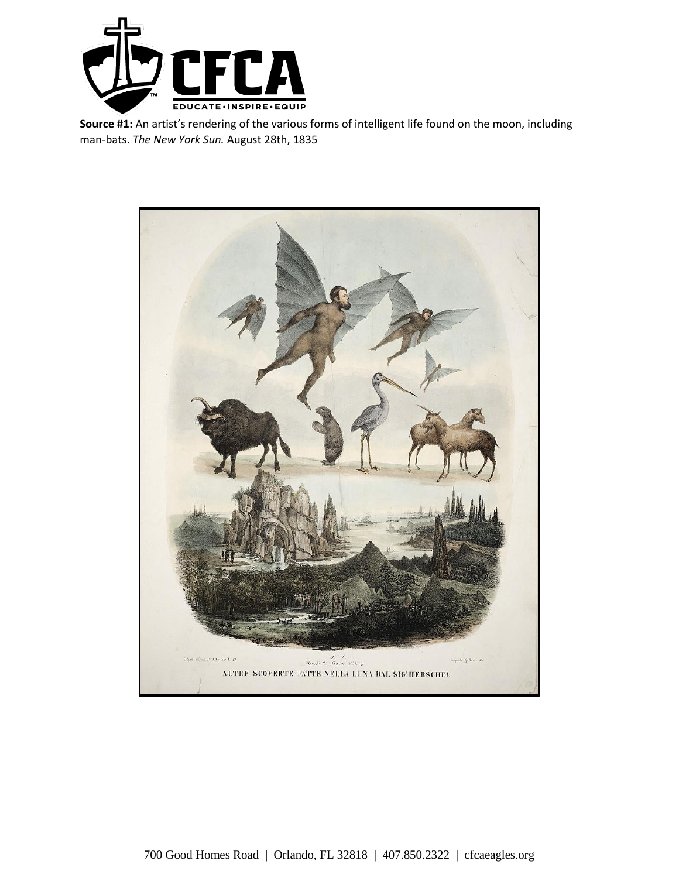**Source #1:** An artist's rendering of the various forms of intelligent life found on the moon, including man-bats. *The New York Sun.* August 28th, 1835

ALTRE SCOVERTE FATTE NELLA LUNA DAL SIG.r HERSCHEL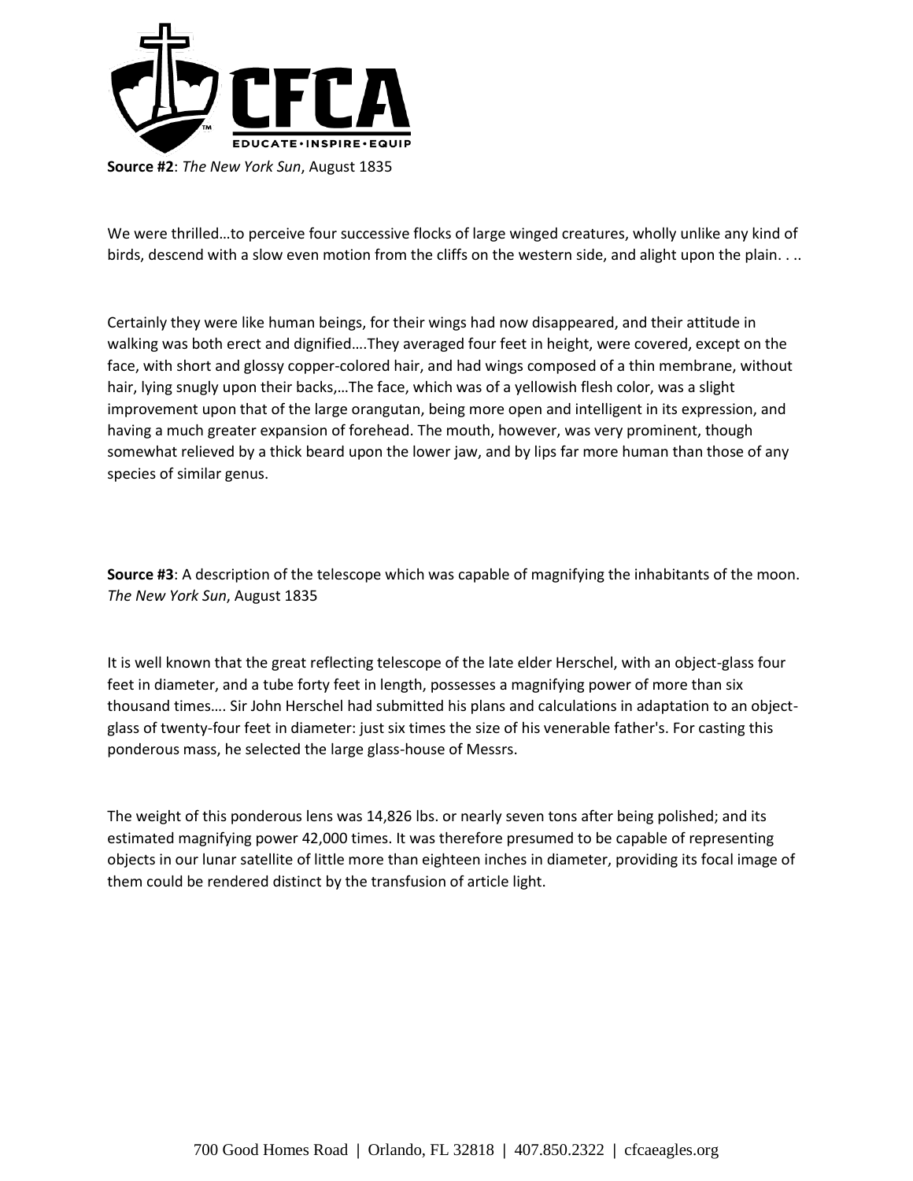**Source #2**: *The New York Sun*, August 1835

We were thrilled…to perceive four successive flocks of large winged creatures, wholly unlike any kind of birds, descend with a slow even motion from the cliffs on the western side, and alight upon the plain. . ..

Certainly they were like human beings, for their wings had now disappeared, and their attitude in walking was both erect and dignified….They averaged four feet in height, were covered, except on the face, with short and glossy copper-colored hair, and had wings composed of a thin membrane, without hair, lying snugly upon their backs,…The face, which was of a yellowish flesh color, was a slight improvement upon that of the large orangutan, being more open and intelligent in its expression, and having a much greater expansion of forehead. The mouth, however, was very prominent, though somewhat relieved by a thick beard upon the lower jaw, and by lips far more human than those of any species of similar genus.

**Source #3**: A description of the telescope which was capable of magnifying the inhabitants of the moon. *The New York Sun*, August 1835

It is well known that the great reflecting telescope of the late elder Herschel, with an object-glass four feet in diameter, and a tube forty feet in length, possesses a magnifying power of more than six thousand times…. Sir John Herschel had submitted his plans and calculations in adaptation to an object-glass of twenty-four feet in diameter: just six times the size of his venerable father's. For casting this ponderous mass, he selected the large glass-house of Messrs.

The weight of this ponderous lens was 14,826 lbs. or nearly seven tons after being polished; and its estimated magnifying power 42,000 times. It was therefore presumed to be capable of representing objects in our lunar satellite of little more than eighteen inches in diameter, providing its focal image of them could be rendered distinct by the transfusion of article light.